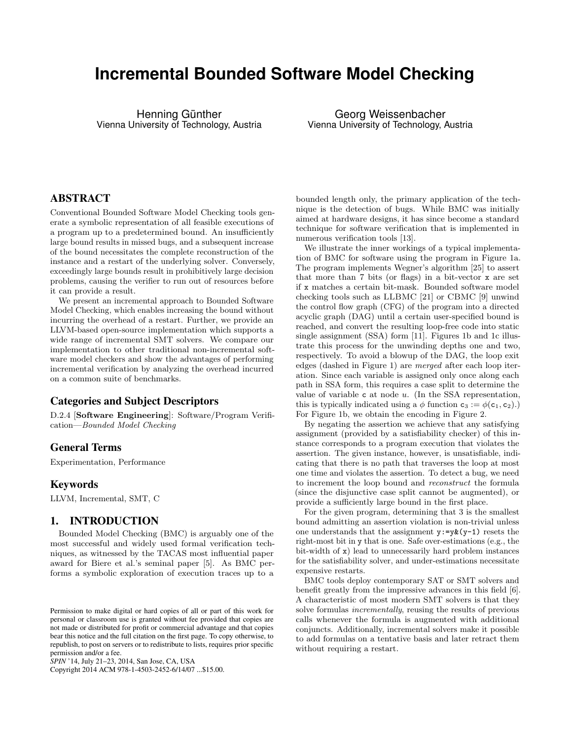# Incremental Bounded Software Model Checking

Henning Günther
Vienna University of Technology, Austria

Georg Weissenbacher
Vienna University of Technology, Austria

## ABSTRACT

Conventional Bounded Software Model Checking tools generate a symbolic representation of all feasible executions of a program up to a predetermined bound. An insufficiently large bound results in missed bugs, and a subsequent increase of the bound necessitates the complete reconstruction of the instance and a restart of the underlying solver. Conversely, exceedingly large bounds result in prohibitively large decision problems, causing the verifier to run out of resources before it can provide a result.

We present an incremental approach to Bounded Software Model Checking, which enables increasing the bound without incurring the overhead of a restart. Further, we provide an LLVM-based open-source implementation which supports a wide range of incremental SMT solvers. We compare our implementation to other traditional non-incremental software model checkers and show the advantages of performing incremental verification by analyzing the overhead incurred on a common suite of benchmarks.

### Categories and Subject Descriptors

D.2.4 [**Software Engineering**]: Software/Program Verification—*Bounded Model Checking*

### General Terms

Experimentation, Performance

### Keywords

LLVM, Incremental, SMT, C

## 1. INTRODUCTION

Bounded Model Checking (BMC) is arguably one of the most successful and widely used formal verification techniques, as witnessed by the TACAS most influential paper award for Biere et al.'s seminal paper [5]. As BMC performs a symbolic exploration of execution traces up to a bounded length only, the primary application of the technique is the detection of bugs. While BMC was initially aimed at hardware designs, it has since become a standard technique for software verification that is implemented in numerous verification tools [13].

We illustrate the inner workings of a typical implementation of BMC for software using the program in Figure 1a. The program implements Wegner's algorithm [25] to assert that more than 7 bits (or flags) in a bit-vector `x` are set if `x` matches a certain bit-mask. Bounded software model checking tools such as LLBMC [21] or CBMC [9] unwind the control flow graph (CFG) of the program into a directed acyclic graph (DAG) until a certain user-specified bound is reached, and convert the resulting loop-free code into static single assignment (SSA) form [11]. Figures 1b and 1c illustrate this process for the unwinding depths one and two, respectively. To avoid a blowup of the DAG, the loop exit edges (dashed in Figure 1) are *merged* after each loop iteration. Since each variable is assigned only once along each path in SSA form, this requires a case split to determine the value of variable `c` at node $u$. (In the SSA representation, this is typically indicated using a $\phi$ function $\mathtt{c}_3 := \phi(\mathtt{c}_1, \mathtt{c}_2)$.) For Figure 1b, we obtain the encoding in Figure 2.

By negating the assertion we achieve that any satisfying assignment (provided by a satisfiability checker) of this instance corresponds to a program execution that violates the assertion. The given instance, however, is unsatisfiable, indicating that there is no path that traverses the loop at most one time and violates the assertion. To detect a bug, we need to increment the loop bound and *reconstruct* the formula (since the disjunctive case split cannot be augmented), or provide a sufficiently large bound in the first place.

For the given program, determining that 3 is the smallest bound admitting an assertion violation is non-trivial unless one understands that the assignment `y:=y&(y-1)` resets the right-most bit in `y` that is one. Safe over-estimations (e.g., the bit-width of `x`) lead to unnecessarily hard problem instances for the satisfiability solver, and under-estimations necessitate expensive restarts.

BMC tools deploy contemporary SAT or SMT solvers and benefit greatly from the impressive advances in this field [6]. A characteristic of most modern SMT solvers is that they solve formulas *incrementally*, reusing the results of previous calls whenever the formula is augmented with additional conjuncts. Additionally, incremental solvers make it possible to add formulas on a tentative basis and later retract them without requiring a restart.

Permission to make digital or hard copies of all or part of this work for personal or classroom use is granted without fee provided that copies are not made or distributed for profit or commercial advantage and that copies bear this notice and the full citation on the first page. To copy otherwise, to republish, to post on servers or to redistribute to lists, requires prior specific permission and/or a fee.
*SPIN* '14, July 21–23, 2014, San Jose, CA, USA
Copyright 2014 ACM 978-1-4503-2452-6/14/07 ...$15.00.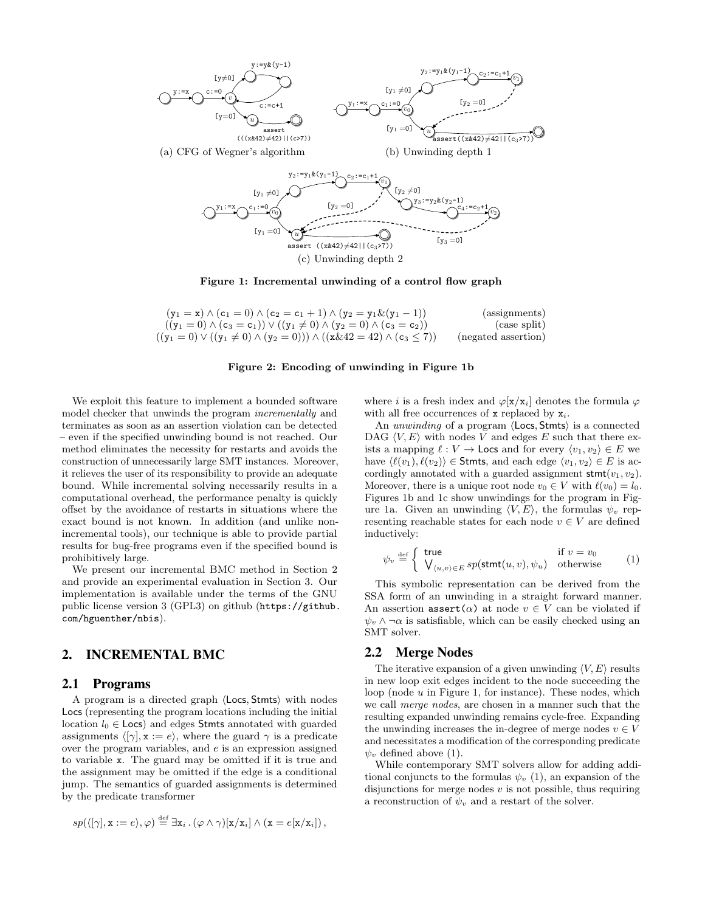(a) CFG of Wegner's algorithm

(b) Unwinding depth 1

(c) Unwinding depth 2

**Figure 1: Incremental unwinding of a control flow graph**

$$
\begin{array}{lr}
(\mathtt{y}_1 = \mathtt{x}) \wedge (\mathtt{c}_1 = 0) \wedge (\mathtt{c}_2 = \mathtt{c}_1 + 1) \wedge (\mathtt{y}_2 = \mathtt{y}_1 \& (\mathtt{y}_1 - 1)) & \text{(assignments)} \\
((\mathtt{y}_1 = 0) \wedge (\mathtt{c}_3 = \mathtt{c}_1)) \vee ((\mathtt{y}_1 \neq 0) \wedge (\mathtt{y}_2 = 0) \wedge (\mathtt{c}_3 = \mathtt{c}_2)) & \text{(case split)} \\
((\mathtt{y}_1 = 0) \vee ((\mathtt{y}_1 \neq 0) \wedge (\mathtt{y}_2 = 0))) \wedge ((\mathtt{x}\&42 = 42) \wedge (\mathtt{c}_3 \leq 7)) & \text{(negated assertion)}
\end{array}
$$

**Figure 2: Encoding of unwinding in Figure 1b**

We exploit this feature to implement a bounded software model checker that unwinds the program *incrementally* and terminates as soon as an assertion violation can be detected – even if the specified unwinding bound is not reached. Our method eliminates the necessity for restarts and avoids the construction of unnecessarily large SMT instances. Moreover, it relieves the user of its responsibility to provide an adequate bound. While incremental solving necessarily results in a computational overhead, the performance penalty is quickly offset by the avoidance of restarts in situations where the exact bound is not known. In addition (and unlike non-incremental tools), our technique is able to provide partial results for bug-free programs even if the specified bound is prohibitively large.

We present our incremental BMC method in Section 2 and provide an experimental evaluation in Section 3. Our implementation is available under the terms of the GNU public license version 3 (GPL3) on github (https://github.com/hguenther/nbis).

## 2. INCREMENTAL BMC

### 2.1 Programs

A program is a directed graph $\langle \mathsf{Locs}, \mathsf{Stmts} \rangle$ with nodes $\mathsf{Locs}$ (representing the program locations including the initial location $l_0 \in \mathsf{Locs}$) and edges $\mathsf{Stmts}$ annotated with guarded assignments $\langle [\gamma], \mathtt{x} := e \rangle$, where the guard $\gamma$ is a predicate over the program variables, and $e$ is an expression assigned to variable x. The guard may be omitted if it is true and the assignment may be omitted if the edge is a conditional jump. The semantics of guarded assignments is determined by the predicate transformer

$$sp(\langle [\gamma], \mathtt{x} := e \rangle, \varphi) \stackrel{\text{def}}{=} \exists \mathtt{x}_i \,.\, (\varphi \wedge \gamma)[\mathtt{x}/\mathtt{x}_i] \wedge (\mathtt{x} = e[\mathtt{x}/\mathtt{x}_i])\,,$$

where $i$ is a fresh index and $\varphi[\mathtt{x}/\mathtt{x}_i]$ denotes the formula $\varphi$ with all free occurrences of x replaced by $\mathtt{x}_i$.

An *unwinding* of a program $\langle \mathsf{Locs}, \mathsf{Stmts} \rangle$ is a connected DAG $\langle V, E \rangle$ with nodes $V$ and edges $E$ such that there exists a mapping $\ell : V \to \mathsf{Locs}$ and for every $\langle v_1, v_2 \rangle \in E$ we have $\langle \ell(v_1), \ell(v_2) \rangle \in \mathsf{Stmts}$, and each edge $\langle v_1, v_2 \rangle \in E$ is accordingly annotated with a guarded assignment $\mathsf{stmt}(v_1, v_2)$. Moreover, there is a unique root node $v_0 \in V$ with $\ell(v_0) = l_0$. Figures 1b and 1c show unwindings for the program in Figure 1a. Given an unwinding $\langle V, E \rangle$, the formulas $\psi_v$ representing reachable states for each node $v \in V$ are defined inductively:

$$\psi_v \stackrel{\text{def}}{=} \begin{cases} \mathsf{true} & \text{if } v = v_0 \\ \bigvee_{\langle u,v \rangle \in E} sp(\mathsf{stmt}(u, v), \psi_u) & \text{otherwise} \end{cases} \tag{1}$$

This symbolic representation can be derived from the SSA form of an unwinding in a straight forward manner. An assertion $\mathtt{assert}(\alpha)$ at node $v \in V$ can be violated if $\psi_v \wedge \neg\alpha$ is satisfiable, which can be easily checked using an SMT solver.

### 2.2 Merge Nodes

The iterative expansion of a given unwinding $\langle V, E \rangle$ results in new loop exit edges incident to the node succeeding the loop (node $u$ in Figure 1, for instance). These nodes, which we call *merge nodes*, are chosen in a manner such that the resulting expanded unwinding remains cycle-free. Expanding the unwinding increases the in-degree of merge nodes $v \in V$ and necessitates a modification of the corresponding predicate $\psi_v$ defined above (1).

While contemporary SMT solvers allow for adding additional conjuncts to the formulas $\psi_v$ (1), an expansion of the disjunctions for merge nodes $v$ is not possible, thus requiring a reconstruction of $\psi_v$ and a restart of the solver.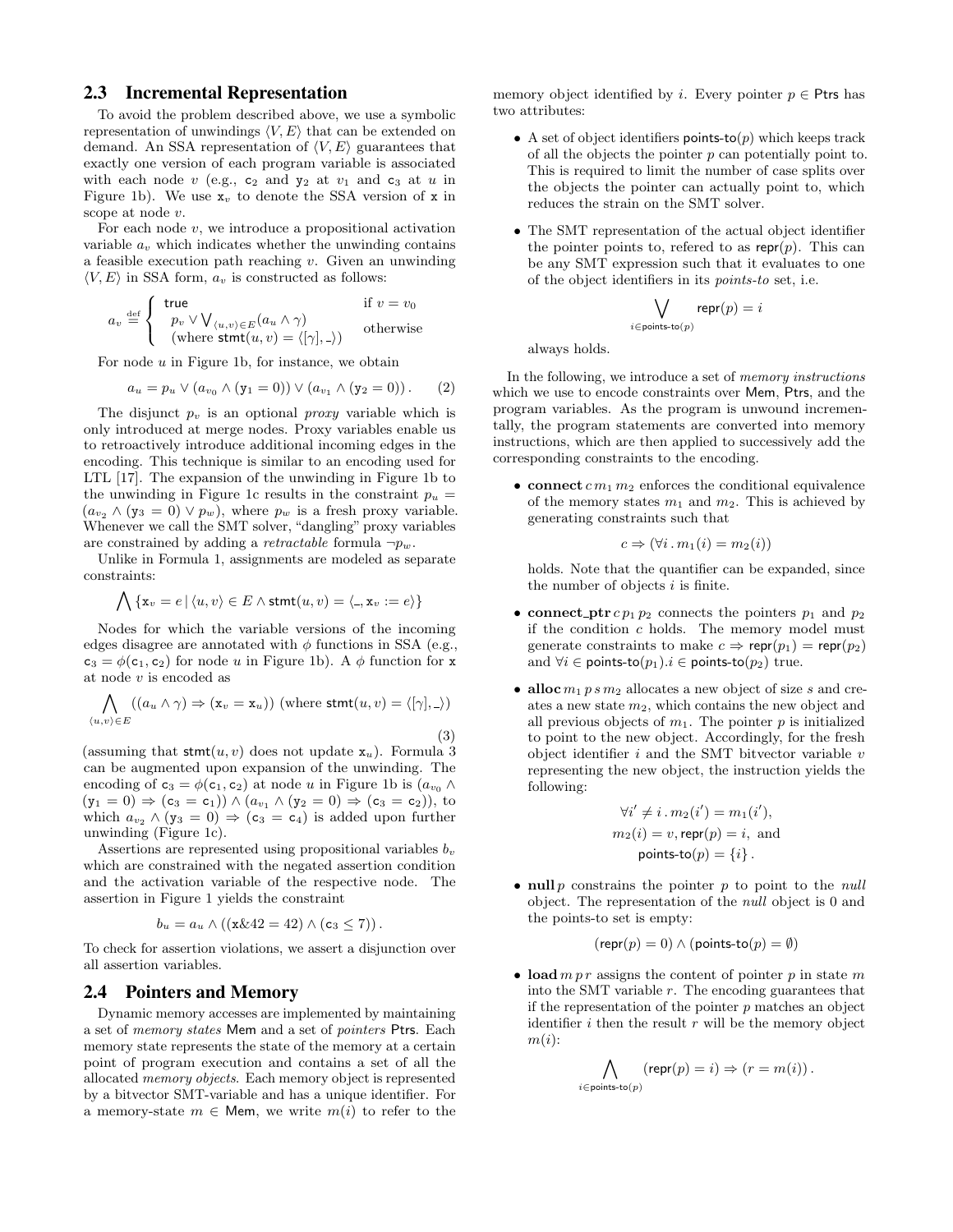## 2.3 Incremental Representation

To avoid the problem described above, we use a symbolic representation of unwindings $\langle V, E\rangle$ that can be extended on demand. An SSA representation of $\langle V, E\rangle$ guarantees that exactly one version of each program variable is associated with each node $v$ (e.g., $\mathtt{c}_2$ and $\mathtt{y}_2$ at $v_1$ and $\mathtt{c}_3$ at $u$ in Figure 1b). We use $\mathtt{x}_v$ to denote the SSA version of $\mathtt{x}$ in scope at node $v$.

For each node $v$, we introduce a propositional activation variable $a_v$ which indicates whether the unwinding contains a feasible execution path reaching $v$. Given an unwinding $\langle V, E\rangle$ in SSA form, $a_v$ is constructed as follows:

$$a_v \stackrel{\text{def}}{=} \begin{cases} \mathsf{true} & \text{if } v = v_0 \\ p_v \vee \bigvee_{\langle u,v\rangle \in E} (a_u \wedge \gamma) & \text{otherwise} \\ (\text{where } \mathsf{stmt}(u,v) = \langle [\gamma], \_\rangle) & \end{cases}$$

For node $u$ in Figure 1b, for instance, we obtain

$$a_u = p_u \vee (a_{v_0} \wedge (\mathtt{y}_1 = 0)) \vee (a_{v_1} \wedge (\mathtt{y}_2 = 0)). \qquad (2)$$

The disjunct $p_v$ is an optional *proxy* variable which is only introduced at merge nodes. Proxy variables enable us to retroactively introduce additional incoming edges in the encoding. This technique is similar to an encoding used for LTL [17]. The expansion of the unwinding in Figure 1b to the unwinding in Figure 1c results in the constraint $p_u = (a_{v_2} \wedge (\mathtt{y}_3 = 0) \vee p_w)$, where $p_w$ is a fresh proxy variable. Whenever we call the SMT solver, "dangling" proxy variables are constrained by adding a *retractable* formula $\neg p_w$.

Unlike in Formula 1, assignments are modeled as separate constraints:

$$\bigwedge \{\mathtt{x}_v = e \mid \langle u, v\rangle \in E \wedge \mathsf{stmt}(u,v) = \langle \_, \mathtt{x}_v := e\rangle\}$$

Nodes for which the variable versions of the incoming edges disagree are annotated with $\phi$ functions in SSA (e.g., $\mathtt{c}_3 = \phi(\mathtt{c}_1, \mathtt{c}_2)$ for node $u$ in Figure 1b). A $\phi$ function for $\mathtt{x}$ at node $v$ is encoded as

$$\bigwedge_{\langle u,v\rangle \in E} ((a_u \wedge \gamma) \Rightarrow (\mathtt{x}_v = \mathtt{x}_u)) \text{ (where } \mathsf{stmt}(u,v) = \langle [\gamma], \_\rangle) \qquad (3)$$

(assuming that $\mathsf{stmt}(u,v)$ does not update $\mathtt{x}_u$). Formula 3 can be augmented upon expansion of the unwinding. The encoding of $\mathtt{c}_3 = \phi(\mathtt{c}_1, \mathtt{c}_2)$ at node $u$ in Figure 1b is $(a_{v_0} \wedge (\mathtt{y}_1 = 0) \Rightarrow (\mathtt{c}_3 = \mathtt{c}_1)) \wedge (a_{v_1} \wedge (\mathtt{y}_2 = 0) \Rightarrow (\mathtt{c}_3 = \mathtt{c}_2))$, to which $a_{v_2} \wedge (\mathtt{y}_3 = 0) \Rightarrow (\mathtt{c}_3 = \mathtt{c}_4)$ is added upon further unwinding (Figure 1c).

Assertions are represented using propositional variables $b_v$ which are constrained with the negated assertion condition and the activation variable of the respective node. The assertion in Figure 1 yields the constraint

$$b_u = a_u \wedge ((\mathtt{x}\&42 = 42) \wedge (\mathtt{c}_3 \leq 7)).$$

To check for assertion violations, we assert a disjunction over all assertion variables.

## 2.4 Pointers and Memory

Dynamic memory accesses are implemented by maintaining a set of *memory states* $\mathsf{Mem}$ and a set of *pointers* $\mathsf{Ptrs}$. Each memory state represents the state of the memory at a certain point of program execution and contains a set of all the allocated *memory objects*. Each memory object is represented by a bitvector SMT-variable and has a unique identifier. For a memory-state $m \in \mathsf{Mem}$, we write $m(i)$ to refer to the memory object identified by $i$. Every pointer $p \in \mathsf{Ptrs}$ has two attributes:

- A set of object identifiers $\mathsf{points\text{-}to}(p)$ which keeps track of all the objects the pointer $p$ can potentially point to. This is required to limit the number of case splits over the objects the pointer can actually point to, which reduces the strain on the SMT solver.
- The SMT representation of the actual object identifier the pointer points to, refered to as $\mathsf{repr}(p)$. This can be any SMT expression such that it evaluates to one of the object identifiers in its *points-to* set, i.e.

  $$\bigvee_{i \in \mathsf{points\text{-}to}(p)} \mathsf{repr}(p) = i$$

  always holds.

In the following, we introduce a set of *memory instructions* which we use to encode constraints over $\mathsf{Mem}$, $\mathsf{Ptrs}$, and the program variables. As the program is unwound incrementally, the program statements are converted into memory instructions, which are then applied to successively add the corresponding constraints to the encoding.

- **connect** $c\, m_1\, m_2$ enforces the conditional equivalence of the memory states $m_1$ and $m_2$. This is achieved by generating constraints such that

  $$c \Rightarrow (\forall i\,.\, m_1(i) = m_2(i))$$

  holds. Note that the quantifier can be expanded, since the number of objects $i$ is finite.
- **connect_ptr** $c\, p_1\, p_2$ connects the pointers $p_1$ and $p_2$ if the condition $c$ holds. The memory model must generate constraints to make $c \Rightarrow \mathsf{repr}(p_1) = \mathsf{repr}(p_2)$ and $\forall i \in \mathsf{points\text{-}to}(p_1). i \in \mathsf{points\text{-}to}(p_2)$ true.
- **alloc** $m_1\, p\, s\, m_2$ allocates a new object of size $s$ and creates a new state $m_2$, which contains the new object and all previous objects of $m_1$. The pointer $p$ is initialized to point to the new object. Accordingly, for the fresh object identifier $i$ and the SMT bitvector variable $v$ representing the new object, the instruction yields the following:

  $$\forall i' \neq i\,.\, m_2(i') = m_1(i'),$$
  $$m_2(i) = v, \mathsf{repr}(p) = i, \text{ and}$$
  $$\mathsf{points\text{-}to}(p) = \{i\}.$$
- **null** $p$ constrains the pointer $p$ to point to the *null* object. The representation of the *null* object is 0 and the points-to set is empty:

  $$(\mathsf{repr}(p) = 0) \wedge (\mathsf{points\text{-}to}(p) = \emptyset)$$
- **load** $m\, p\, r$ assigns the content of pointer $p$ in state $m$ into the SMT variable $r$. The encoding guarantees that if the representation of the pointer $p$ matches an object identifier $i$ then the result $r$ will be the memory object $m(i)$:

  $$\bigwedge_{i \in \mathsf{points\text{-}to}(p)} (\mathsf{repr}(p) = i) \Rightarrow (r = m(i)).$$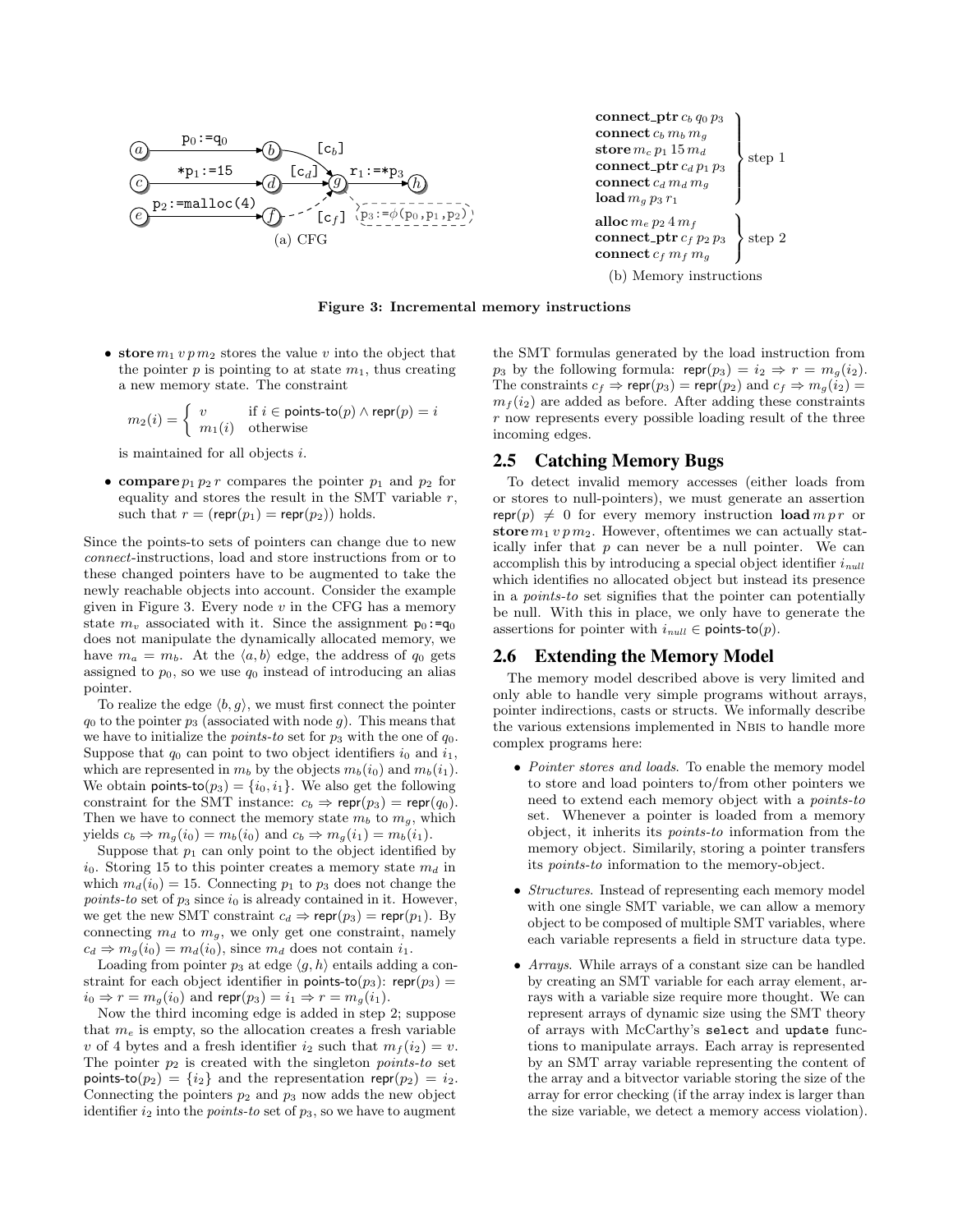(a) CFG

**connect_ptr** $c_b\, q_0\, p_3$
**connect** $c_b\, m_b\, m_g$
**store** $m_c\, p_1\, 15\, m_d$
**connect_ptr** $c_d\, p_1\, p_3$
**connect** $c_d\, m_d\, m_g$
**load** $m_g\, p_3\, r_1$
} step 1

**alloc** $m_e\, p_2\, 4\, m_f$
**connect_ptr** $c_f\, p_2\, p_3$
**connect** $c_f\, m_f\, m_g$
} step 2

(b) Memory instructions

**Figure 3: Incremental memory instructions**

- **store** $m_1\, v\, p\, m_2$ stores the value $v$ into the object that the pointer $p$ is pointing to at state $m_1$, thus creating a new memory state. The constraint

$$m_2(i) = \begin{cases} v & \text{if } i \in \text{points-to}(p) \wedge \text{repr}(p) = i \\ m_1(i) & \text{otherwise} \end{cases}$$

is maintained for all objects $i$.

- **compare** $p_1\, p_2\, r$ compares the pointer $p_1$ and $p_2$ for equality and stores the result in the SMT variable $r$, such that $r = (\text{repr}(p_1) = \text{repr}(p_2))$ holds.

Since the points-to sets of pointers can change due to new *connect*-instructions, load and store instructions from or to these changed pointers have to be augmented to take the newly reachable objects into account. Consider the example given in Figure 3. Every node $v$ in the CFG has a memory state $m_v$ associated with it. Since the assignment $p_0$:=$q_0$ does not manipulate the dynamically allocated memory, we have $m_a = m_b$. At the $\langle a, b\rangle$ edge, the address of $q_0$ gets assigned to $p_0$, so we use $q_0$ instead of introducing an alias pointer.

To realize the edge $\langle b, g\rangle$, we must first connect the pointer $q_0$ to the pointer $p_3$ (associated with node $g$). This means that we have to initialize the *points-to* set for $p_3$ with the one of $q_0$. Suppose that $q_0$ can point to two object identifiers $i_0$ and $i_1$, which are represented in $m_b$ by the objects $m_b(i_0)$ and $m_b(i_1)$. We obtain $\text{points-to}(p_3) = \{i_0, i_1\}$. We also get the following constraint for the SMT instance: $c_b \Rightarrow \text{repr}(p_3) = \text{repr}(q_0)$. Then we have to connect the memory state $m_b$ to $m_g$, which yields $c_b \Rightarrow m_g(i_0) = m_b(i_0)$ and $c_b \Rightarrow m_g(i_1) = m_b(i_1)$.

Suppose that $p_1$ can only point to the object identified by $i_0$. Storing 15 to this pointer creates a memory state $m_d$ in which $m_d(i_0) = 15$. Connecting $p_1$ to $p_3$ does not change the *points-to* set of $p_3$ since $i_0$ is already contained in it. However, we get the new SMT constraint $c_d \Rightarrow \text{repr}(p_3) = \text{repr}(p_1)$. By connecting $m_d$ to $m_g$, we only get one constraint, namely $c_d \Rightarrow m_g(i_0) = m_d(i_0)$, since $m_d$ does not contain $i_1$.

Loading from pointer $p_3$ at edge $\langle g, h\rangle$ entails adding a constraint for each object identifier in $\text{points-to}(p_3)$: $\text{repr}(p_3) = i_0 \Rightarrow r = m_g(i_0)$ and $\text{repr}(p_3) = i_1 \Rightarrow r = m_g(i_1)$.

Now the third incoming edge is added in step 2; suppose that $m_e$ is empty, so the allocation creates a fresh variable $v$ of 4 bytes and a fresh identifier $i_2$ such that $m_f(i_2) = v$. The pointer $p_2$ is created with the singleton *points-to* set $\text{points-to}(p_2) = \{i_2\}$ and the representation $\text{repr}(p_2) = i_2$. Connecting the pointers $p_2$ and $p_3$ now adds the new object identifier $i_2$ into the *points-to* set of $p_3$, so we have to augment the SMT formulas generated by the load instruction from $p_3$ by the following formula: $\text{repr}(p_3) = i_2 \Rightarrow r = m_g(i_2)$. The constraints $c_f \Rightarrow \text{repr}(p_3) = \text{repr}(p_2)$ and $c_f \Rightarrow m_g(i_2) = m_f(i_2)$ are added as before. After adding these constraints $r$ now represents every possible loading result of the three incoming edges.

## 2.5 Catching Memory Bugs

To detect invalid memory accesses (either loads from or stores to null-pointers), we must generate an assertion $\text{repr}(p) \neq 0$ for every memory instruction **load** $m\, p\, r$ or **store** $m_1\, v\, p\, m_2$. However, oftentimes we can actually statically infer that $p$ can never be a null pointer. We can accomplish this by introducing a special object identifier $i_{null}$ which identifies no allocated object but instead its presence in a *points-to* set signifies that the pointer can potentially be null. With this in place, we only have to generate the assertions for pointer with $i_{null} \in \text{points-to}(p)$.

## 2.6 Extending the Memory Model

The memory model described above is very limited and only able to handle very simple programs without arrays, pointer indirections, casts or structs. We informally describe the various extensions implemented in Nbis to handle more complex programs here:

- *Pointer stores and loads.* To enable the memory model to store and load pointers to/from other pointers we need to extend each memory object with a *points-to* set. Whenever a pointer is loaded from a memory object, it inherits its *points-to* information from the memory object. Similarily, storing a pointer transfers its *points-to* information to the memory-object.
- *Structures.* Instead of representing each memory model with one single SMT variable, we can allow a memory object to be composed of multiple SMT variables, where each variable represents a field in structure data type.
- *Arrays.* While arrays of a constant size can be handled by creating an SMT variable for each array element, arrays with a variable size require more thought. We can represent arrays of dynamic size using the SMT theory of arrays with McCarthy's `select` and `update` functions to manipulate arrays. Each array is represented by an SMT array variable representing the content of the array and a bitvector variable storing the size of the array for error checking (if the array index is larger than the size variable, we detect a memory access violation).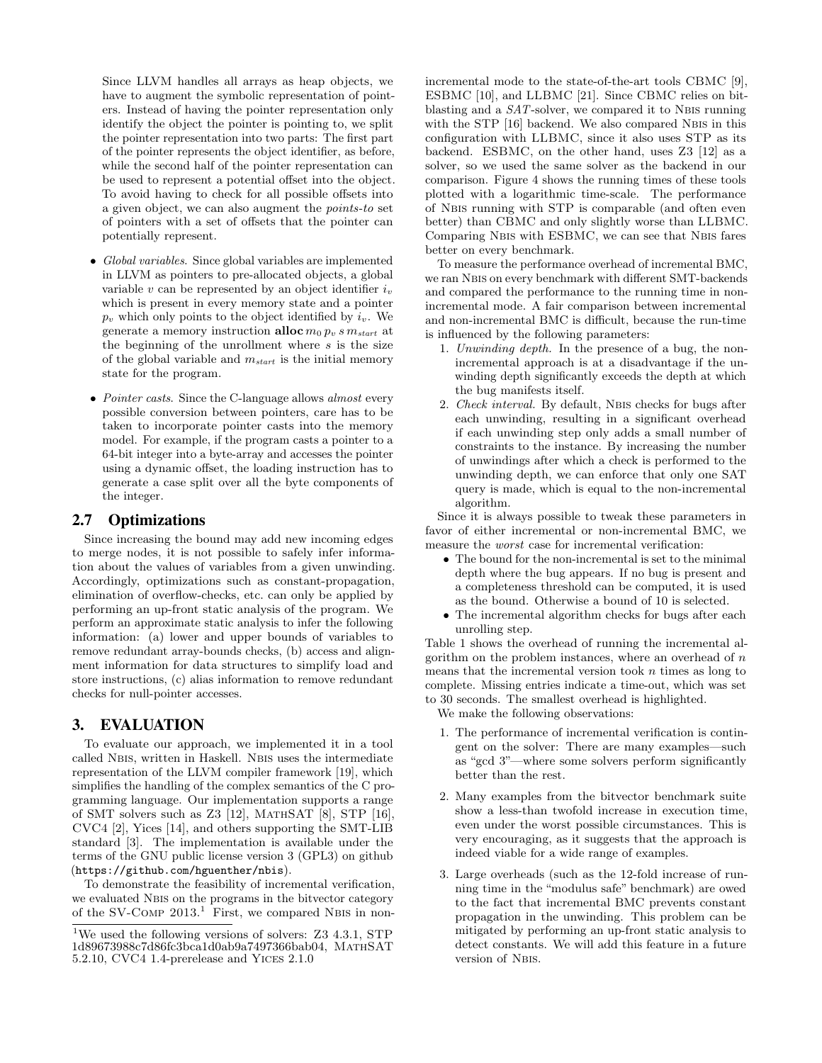Since LLVM handles all arrays as heap objects, we have to augment the symbolic representation of pointers. Instead of having the pointer representation only identify the object the pointer is pointing to, we split the pointer representation into two parts: The first part of the pointer represents the object identifier, as before, while the second half of the pointer representation can be used to represent a potential offset into the object. To avoid having to check for all possible offsets into a given object, we can also augment the *points-to* set of pointers with a set of offsets that the pointer can potentially represent.

- *Global variables*. Since global variables are implemented in LLVM as pointers to pre-allocated objects, a global variable $v$ can be represented by an object identifier $i_v$ which is present in every memory state and a pointer $p_v$ which only points to the object identified by $i_v$. We generate a memory instruction **alloc** $m_0\, p_v\, s\, m_{start}$ at the beginning of the unrollment where $s$ is the size of the global variable and $m_{start}$ is the initial memory state for the program.
- *Pointer casts*. Since the C-language allows *almost* every possible conversion between pointers, care has to be taken to incorporate pointer casts into the memory model. For example, if the program casts a pointer to a 64-bit integer into a byte-array and accesses the pointer using a dynamic offset, the loading instruction has to generate a case split over all the byte components of the integer.

## 2.7 Optimizations

Since increasing the bound may add new incoming edges to merge nodes, it is not possible to safely infer information about the values of variables from a given unwinding. Accordingly, optimizations such as constant-propagation, elimination of overflow-checks, etc. can only be applied by performing an up-front static analysis of the program. We perform an approximate static analysis to infer the following information: (a) lower and upper bounds of variables to remove redundant array-bounds checks, (b) access and alignment information for data structures to simplify load and store instructions, (c) alias information to remove redundant checks for null-pointer accesses.

# 3. EVALUATION

To evaluate our approach, we implemented it in a tool called NBIS, written in Haskell. NBIS uses the intermediate representation of the LLVM compiler framework [19], which simplifies the handling of the complex semantics of the C programming language. Our implementation supports a range of SMT solvers such as Z3 [12], MATHSAT [8], STP [16], CVC4 [2], Yices [14], and others supporting the SMT-LIB standard [3]. The implementation is available under the terms of the GNU public license version 3 (GPL3) on github (`https://github.com/hguenther/nbis`).

To demonstrate the feasibility of incremental verification, we evaluated NBIS on the programs in the bitvector category of the SV-COMP 2013.[1] First, we compared NBIS in non-incremental mode to the state-of-the-art tools CBMC [9], ESBMC [10], and LLBMC [21]. Since CBMC relies on bit-blasting and a *SAT*-solver, we compared it to NBIS running with the STP [16] backend. We also compared NBIS in this configuration with LLBMC, since it also uses STP as its backend. ESBMC, on the other hand, uses Z3 [12] as a solver, so we used the same solver as the backend in our comparison. Figure 4 shows the running times of these tools plotted with a logarithmic time-scale. The performance of NBIS running with STP is comparable (and often even better) than CBMC and only slightly worse than LLBMC. Comparing NBIS with ESBMC, we can see that NBIS fares better on every benchmark.

To measure the performance overhead of incremental BMC, we ran NBIS on every benchmark with different SMT-backends and compared the performance to the running time in non-incremental mode. A fair comparison between incremental and non-incremental BMC is difficult, because the run-time is influenced by the following parameters:

1. *Unwinding depth*. In the presence of a bug, the non-incremental approach is at a disadvantage if the unwinding depth significantly exceeds the depth at which the bug manifests itself.
2. *Check interval*. By default, NBIS checks for bugs after each unwinding, resulting in a significant overhead if each unwinding step only adds a small number of constraints to the instance. By increasing the number of unwindings after which a check is performed to the unwinding depth, we can enforce that only one SAT query is made, which is equal to the non-incremental algorithm.

Since it is always possible to tweak these parameters in favor of either incremental or non-incremental BMC, we measure the *worst* case for incremental verification:

- The bound for the non-incremental is set to the minimal depth where the bug appears. If no bug is present and a completeness threshold can be computed, it is used as the bound. Otherwise a bound of 10 is selected.
- The incremental algorithm checks for bugs after each unrolling step.

Table 1 shows the overhead of running the incremental algorithm on the problem instances, where an overhead of $n$ means that the incremental version took $n$ times as long to complete. Missing entries indicate a time-out, which was set to 30 seconds. The smallest overhead is highlighted.

We make the following observations:

1. The performance of incremental verification is contingent on the solver: There are many examples—such as "gcd 3"—where some solvers perform significantly better than the rest.
2. Many examples from the bitvector benchmark suite show a less-than twofold increase in execution time, even under the worst possible circumstances. This is very encouraging, as it suggests that the approach is indeed viable for a wide range of examples.
3. Large overheads (such as the 12-fold increase of running time in the "modulus safe" benchmark) are owed to the fact that incremental BMC prevents constant propagation in the unwinding. This problem can be mitigated by performing an up-front static analysis to detect constants. We will add this feature in a future version of NBIS.

[1] We used the following versions of solvers: Z3 4.3.1, STP 1d89673988c7d86fc3bca1d0ab9a7497366bab04, MATHSAT 5.2.10, CVC4 1.4-prerelease and YICES 2.1.0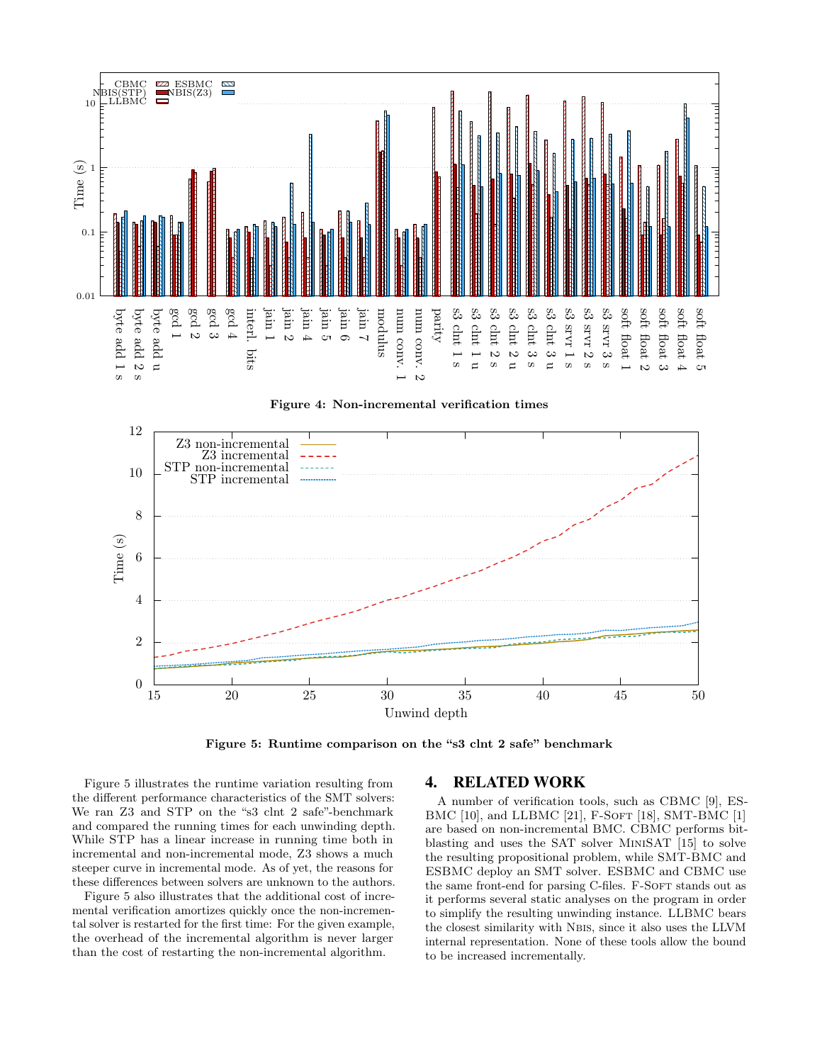Figure 4: Non-incremental verification times

Figure 5: Runtime comparison on the “s3 clnt 2 safe” benchmark

Figure 5 illustrates the runtime variation resulting from the different performance characteristics of the SMT solvers: We ran Z3 and STP on the “s3 clnt 2 safe”-benchmark and compared the running times for each unwinding depth. While STP has a linear increase in running time both in incremental and non-incremental mode, Z3 shows a much steeper curve in incremental mode. As of yet, the reasons for these differences between solvers are unknown to the authors.

Figure 5 also illustrates that the additional cost of incremental verification amortizes quickly once the non-incremental solver is restarted for the first time: For the given example, the overhead of the incremental algorithm is never larger than the cost of restarting the non-incremental algorithm.

## 4. RELATED WORK

A number of verification tools, such as CBMC [9], ESBMC [10], and LLBMC [21], F-Soft [18], SMT-BMC [1] are based on non-incremental BMC. CBMC performs bit-blasting and uses the SAT solver MiniSAT [15] to solve the resulting propositional problem, while SMT-BMC and ESBMC deploy an SMT solver. ESBMC and CBMC use the same front-end for parsing C-files. F-Soft stands out as it performs several static analyses on the program in order to simplify the resulting unwinding instance. LLBMC bears the closest similarity with Nbis, since it also uses the LLVM internal representation. None of these tools allow the bound to be increased incrementally.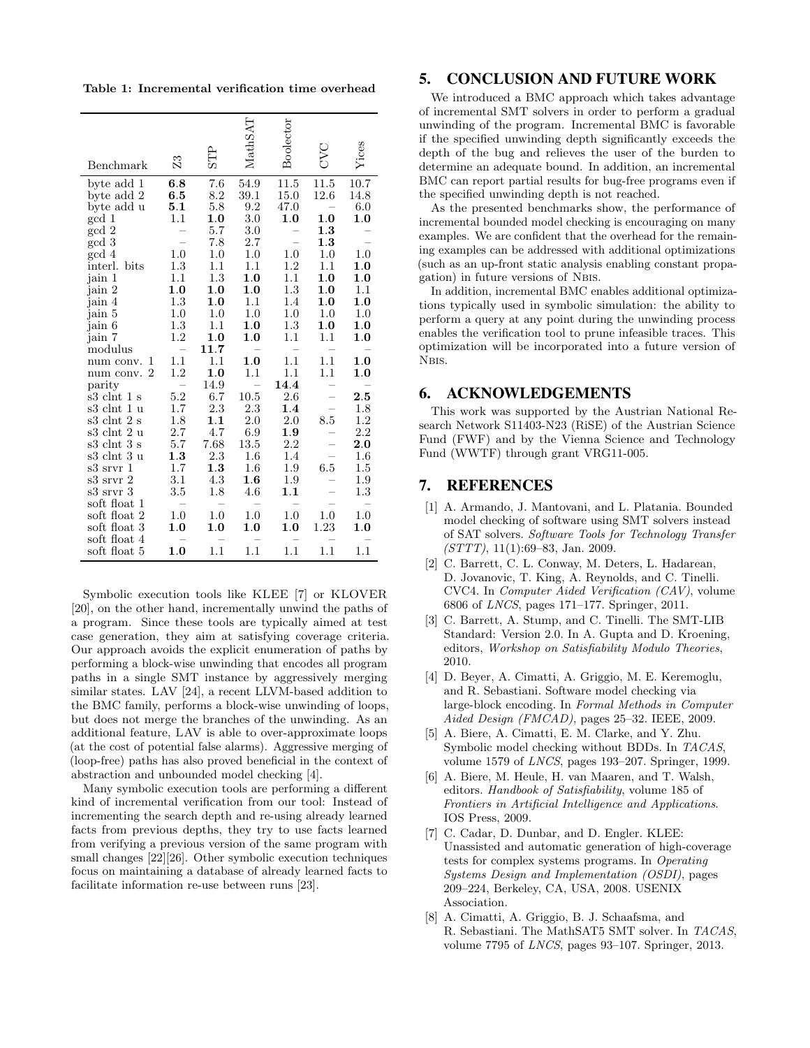**Table 1: Incremental verification time overhead**

| Benchmark | Z3 | STP | MathSAT | Boolector | CVC | Yices |
|---|---|---|---|---|---|---|
| byte add 1 | **6.8** | 7.6 | 54.9 | 11.5 | 11.5 | 10.7 |
| byte add 2 | **6.5** | 8.2 | 39.1 | 15.0 | 12.6 | 14.8 |
| byte add u | **5.1** | 5.8 | 9.2 | 47.0 | – | 6.0 |
| gcd 1 | 1.1 | **1.0** | 3.0 | **1.0** | **1.0** | **1.0** |
| gcd 2 | – | 5.7 | 3.0 | – | **1.3** | – |
| gcd 3 | – | 7.8 | 2.7 | – | **1.3** | – |
| gcd 4 | 1.0 | 1.0 | 1.0 | 1.0 | 1.0 | 1.0 |
| interl. bits | 1.3 | 1.1 | 1.1 | 1.2 | 1.1 | **1.0** |
| jain 1 | 1.1 | 1.3 | **1.0** | 1.1 | **1.0** | **1.0** |
| jain 2 | **1.0** | **1.0** | **1.0** | 1.3 | **1.0** | 1.1 |
| jain 4 | 1.3 | **1.0** | 1.1 | 1.4 | **1.0** | **1.0** |
| jain 5 | 1.0 | 1.0 | 1.0 | 1.0 | 1.0 | 1.0 |
| jain 6 | 1.3 | 1.1 | **1.0** | 1.3 | **1.0** | **1.0** |
| jain 7 | 1.2 | **1.0** | **1.0** | 1.1 | 1.1 | **1.0** |
| modulus | – | **11.7** | – | – | – | – |
| num conv. 1 | 1.1 | 1.1 | **1.0** | 1.1 | 1.1 | **1.0** |
| num conv. 2 | 1.2 | **1.0** | 1.1 | 1.1 | 1.1 | **1.0** |
| parity | – | 14.9 | – | **14.4** | – | – |
| s3 clnt 1 s | 5.2 | 6.7 | 10.5 | 2.6 | – | **2.5** |
| s3 clnt 1 u | 1.7 | 2.3 | 2.3 | **1.4** | – | 1.8 |
| s3 clnt 2 s | 1.8 | **1.1** | 2.0 | 2.0 | 8.5 | 1.2 |
| s3 clnt 2 u | 2.7 | 4.7 | 6.9 | **1.9** | – | 2.2 |
| s3 clnt 3 s | 5.7 | 7.68 | 13.5 | 2.2 | – | **2.0** |
| s3 clnt 3 u | **1.3** | 2.3 | 1.6 | 1.4 | – | 1.6 |
| s3 srvr 1 | 1.7 | **1.3** | 1.6 | 1.9 | 6.5 | 1.5 |
| s3 srvr 2 | 3.1 | 4.3 | **1.6** | 1.9 | – | 1.9 |
| s3 srvr 3 | 3.5 | 1.8 | 4.6 | **1.1** | – | 1.3 |
| soft float 1 | – | – | – | – | – | – |
| soft float 2 | 1.0 | 1.0 | 1.0 | 1.0 | 1.0 | 1.0 |
| soft float 3 | **1.0** | **1.0** | **1.0** | **1.0** | 1.23 | **1.0** |
| soft float 4 | – | – | – | – | – | – |
| soft float 5 | **1.0** | 1.1 | 1.1 | 1.1 | 1.1 | 1.1 |

Symbolic execution tools like KLEE [7] or KLOVER [20], on the other hand, incrementally unwind the paths of a program. Since these tools are typically aimed at test case generation, they aim at satisfying coverage criteria. Our approach avoids the explicit enumeration of paths by performing a block-wise unwinding that encodes all program paths in a single SMT instance by aggressively merging similar states. LAV [24], a recent LLVM-based addition to the BMC family, performs a block-wise unwinding of loops, but does not merge the branches of the unwinding. As an additional feature, LAV is able to over-approximate loops (at the cost of potential false alarms). Aggressive merging of (loop-free) paths has also proved beneficial in the context of abstraction and unbounded model checking [4].

Many symbolic execution tools are performing a different kind of incremental verification from our tool: Instead of incrementing the search depth and re-using already learned facts from previous depths, they try to use facts learned from verifying a previous version of the same program with small changes [22][26]. Other symbolic execution techniques focus on maintaining a database of already learned facts to facilitate information re-use between runs [23].

## 5. CONCLUSION AND FUTURE WORK

We introduced a BMC approach which takes advantage of incremental SMT solvers in order to perform a gradual unwinding of the program. Incremental BMC is favorable if the specified unwinding depth significantly exceeds the depth of the bug and relieves the user of the burden to determine an adequate bound. In addition, an incremental BMC can report partial results for bug-free programs even if the specified unwinding depth is not reached.

As the presented benchmarks show, the performance of incremental bounded model checking is encouraging on many examples. We are confident that the overhead for the remaining examples can be addressed with additional optimizations (such as an up-front static analysis enabling constant propagation) in future versions of NBIS.

In addition, incremental BMC enables additional optimizations typically used in symbolic simulation: the ability to perform a query at any point during the unwinding process enables the verification tool to prune infeasible traces. This optimization will be incorporated into a future version of NBIS.

## 6. ACKNOWLEDGEMENTS

This work was supported by the Austrian National Research Network S11403-N23 (RiSE) of the Austrian Science Fund (FWF) and by the Vienna Science and Technology Fund (WWTF) through grant VRG11-005.

## 7. REFERENCES

- [1] A. Armando, J. Mantovani, and L. Platania. Bounded model checking of software using SMT solvers instead of SAT solvers. *Software Tools for Technology Transfer (STTT)*, 11(1):69–83, Jan. 2009.
- [2] C. Barrett, C. L. Conway, M. Deters, L. Hadarean, D. Jovanovic, T. King, A. Reynolds, and C. Tinelli. CVC4. In *Computer Aided Verification (CAV)*, volume 6806 of *LNCS*, pages 171–177. Springer, 2011.
- [3] C. Barrett, A. Stump, and C. Tinelli. The SMT-LIB Standard: Version 2.0. In A. Gupta and D. Kroening, editors, *Workshop on Satisfiability Modulo Theories*, 2010.
- [4] D. Beyer, A. Cimatti, A. Griggio, M. E. Keremoglu, and R. Sebastiani. Software model checking via large-block encoding. In *Formal Methods in Computer Aided Design (FMCAD)*, pages 25–32. IEEE, 2009.
- [5] A. Biere, A. Cimatti, E. M. Clarke, and Y. Zhu. Symbolic model checking without BDDs. In *TACAS*, volume 1579 of *LNCS*, pages 193–207. Springer, 1999.
- [6] A. Biere, M. Heule, H. van Maaren, and T. Walsh, editors. *Handbook of Satisfiability*, volume 185 of *Frontiers in Artificial Intelligence and Applications*. IOS Press, 2009.
- [7] C. Cadar, D. Dunbar, and D. Engler. KLEE: Unassisted and automatic generation of high-coverage tests for complex systems programs. In *Operating Systems Design and Implementation (OSDI)*, pages 209–224, Berkeley, CA, USA, 2008. USENIX Association.
- [8] A. Cimatti, A. Griggio, B. J. Schaafsma, and R. Sebastiani. The MathSAT5 SMT solver. In *TACAS*, volume 7795 of *LNCS*, pages 93–107. Springer, 2013.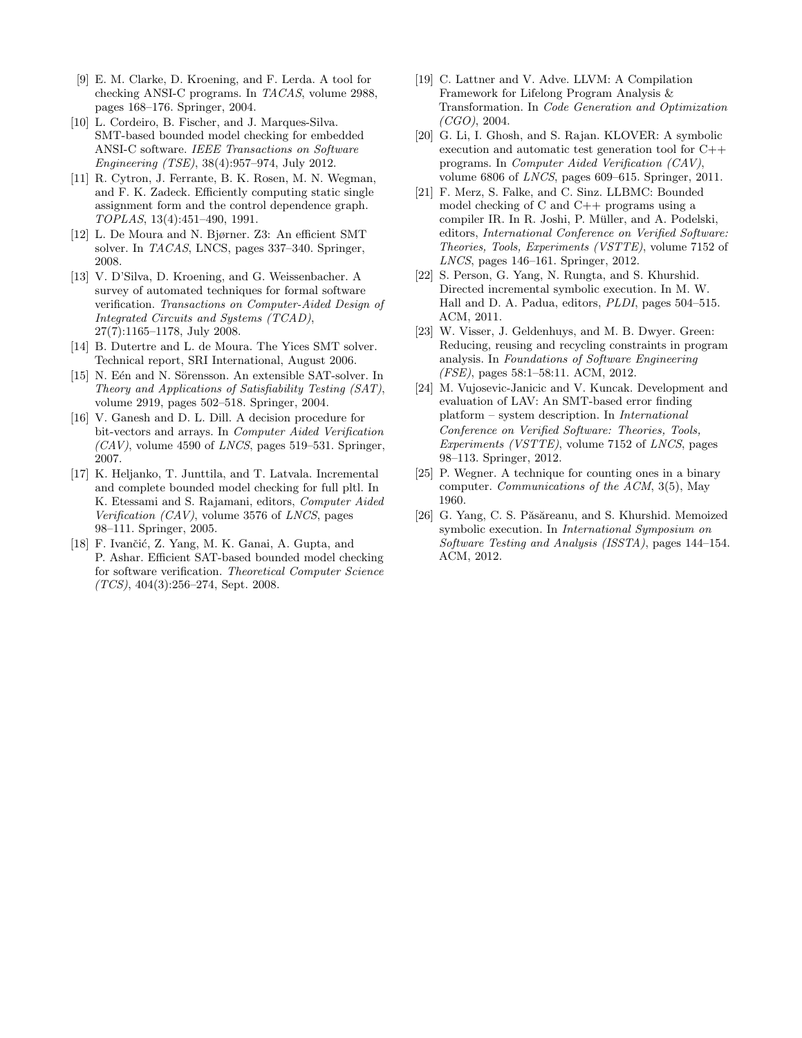[9] E. M. Clarke, D. Kroening, and F. Lerda. A tool for checking ANSI-C programs. In *TACAS*, volume 2988, pages 168–176. Springer, 2004.

[10] L. Cordeiro, B. Fischer, and J. Marques-Silva. SMT-based bounded model checking for embedded ANSI-C software. *IEEE Transactions on Software Engineering (TSE)*, 38(4):957–974, July 2012.

[11] R. Cytron, J. Ferrante, B. K. Rosen, M. N. Wegman, and F. K. Zadeck. Efficiently computing static single assignment form and the control dependence graph. *TOPLAS*, 13(4):451–490, 1991.

[12] L. De Moura and N. Bjørner. Z3: An efficient SMT solver. In *TACAS*, LNCS, pages 337–340. Springer, 2008.

[13] V. D'Silva, D. Kroening, and G. Weissenbacher. A survey of automated techniques for formal software verification. *Transactions on Computer-Aided Design of Integrated Circuits and Systems (TCAD)*, 27(7):1165–1178, July 2008.

[14] B. Dutertre and L. de Moura. The Yices SMT solver. Technical report, SRI International, August 2006.

[15] N. Eén and N. Sörensson. An extensible SAT-solver. In *Theory and Applications of Satisfiability Testing (SAT)*, volume 2919, pages 502–518. Springer, 2004.

[16] V. Ganesh and D. L. Dill. A decision procedure for bit-vectors and arrays. In *Computer Aided Verification (CAV)*, volume 4590 of *LNCS*, pages 519–531. Springer, 2007.

[17] K. Heljanko, T. Junttila, and T. Latvala. Incremental and complete bounded model checking for full pltl. In K. Etessami and S. Rajamani, editors, *Computer Aided Verification (CAV)*, volume 3576 of *LNCS*, pages 98–111. Springer, 2005.

[18] F. Ivančić, Z. Yang, M. K. Ganai, A. Gupta, and P. Ashar. Efficient SAT-based bounded model checking for software verification. *Theoretical Computer Science (TCS)*, 404(3):256–274, Sept. 2008.

[19] C. Lattner and V. Adve. LLVM: A Compilation Framework for Lifelong Program Analysis & Transformation. In *Code Generation and Optimization (CGO)*, 2004.

[20] G. Li, I. Ghosh, and S. Rajan. KLOVER: A symbolic execution and automatic test generation tool for C++ programs. In *Computer Aided Verification (CAV)*, volume 6806 of *LNCS*, pages 609–615. Springer, 2011.

[21] F. Merz, S. Falke, and C. Sinz. LLBMC: Bounded model checking of C and C++ programs using a compiler IR. In R. Joshi, P. Müller, and A. Podelski, editors, *International Conference on Verified Software: Theories, Tools, Experiments (VSTTE)*, volume 7152 of *LNCS*, pages 146–161. Springer, 2012.

[22] S. Person, G. Yang, N. Rungta, and S. Khurshid. Directed incremental symbolic execution. In M. W. Hall and D. A. Padua, editors, *PLDI*, pages 504–515. ACM, 2011.

[23] W. Visser, J. Geldenhuys, and M. B. Dwyer. Green: Reducing, reusing and recycling constraints in program analysis. In *Foundations of Software Engineering (FSE)*, pages 58:1–58:11. ACM, 2012.

[24] M. Vujosevic-Janicic and V. Kuncak. Development and evaluation of LAV: An SMT-based error finding platform – system description. In *International Conference on Verified Software: Theories, Tools, Experiments (VSTTE)*, volume 7152 of *LNCS*, pages 98–113. Springer, 2012.

[25] P. Wegner. A technique for counting ones in a binary computer. *Communications of the ACM*, 3(5), May 1960.

[26] G. Yang, C. S. Păsăreanu, and S. Khurshid. Memoized symbolic execution. In *International Symposium on Software Testing and Analysis (ISSTA)*, pages 144–154. ACM, 2012.